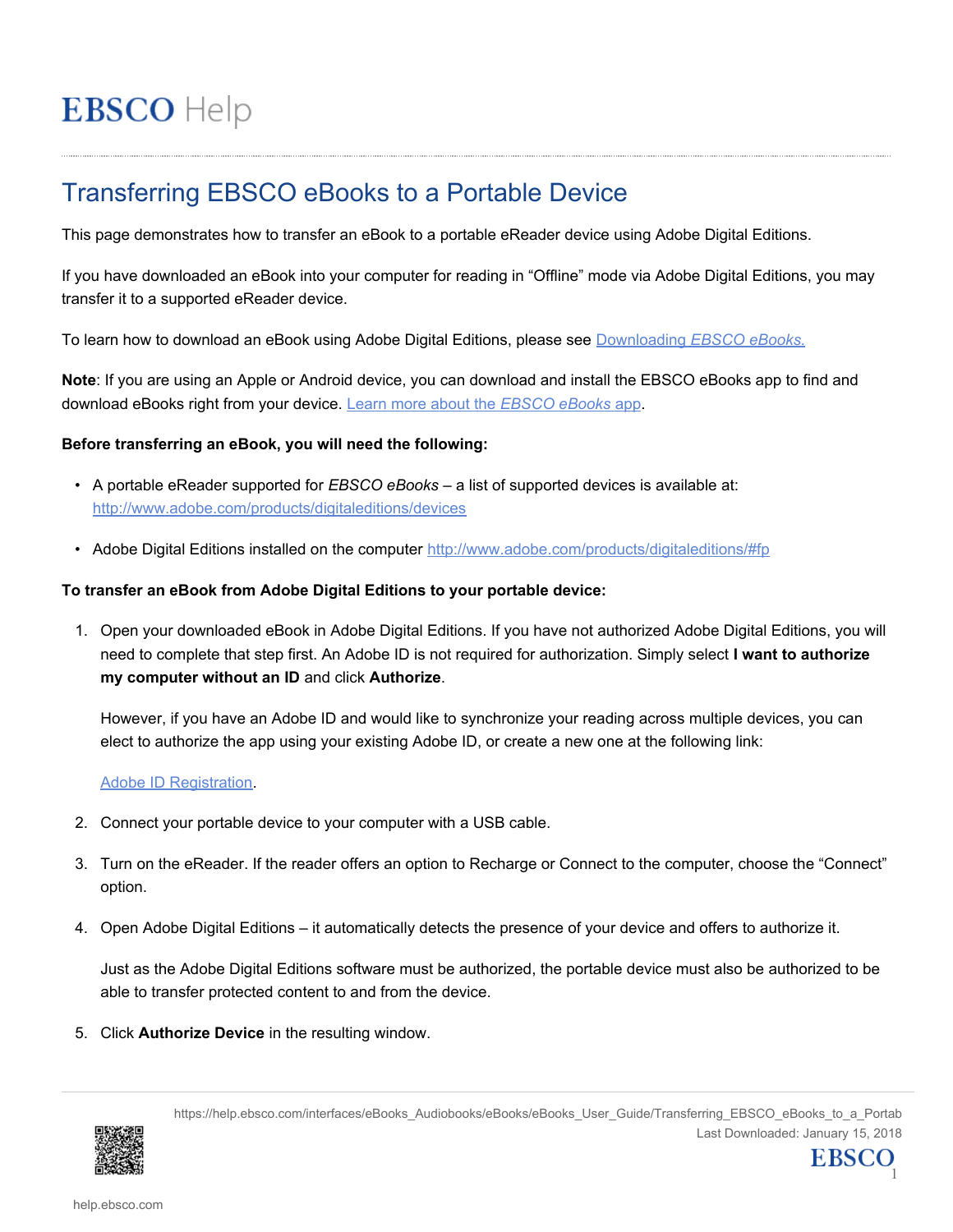# EBSCO Help

## Transferring EBSCO eBooks to a Portable Device

This page demonstrates how to transfer an eBook to a portable eReader device using Adobe Digital Editions.

If you have downloaded an eBook into your computer for reading in "Offline" mode via Adobe Digital Editions, you may transfer it to a supported eReader device.

To learn how to download an eBook using Adobe Digital Editions, please see [Downloading *EBSCO eBooks*.]()

**Note**: If you are using an Apple or Android device, you can download and install the EBSCO eBooks app to find and download eBooks right from your device. [Learn more about the *EBSCO eBooks* app]().

**Before transferring an eBook, you will need the following:**

- A portable eReader supported for *EBSCO eBooks* – a list of supported devices is available at: http://www.adobe.com/products/digitaleditions/devices
- Adobe Digital Editions installed on the computer http://www.adobe.com/products/digitaleditions/#fp

**To transfer an eBook from Adobe Digital Editions to your portable device:**

1. Open your downloaded eBook in Adobe Digital Editions. If you have not authorized Adobe Digital Editions, you will need to complete that step first. An Adobe ID is not required for authorization. Simply select **I want to authorize my computer without an ID** and click **Authorize**.

   However, if you have an Adobe ID and would like to synchronize your reading across multiple devices, you can elect to authorize the app using your existing Adobe ID, or create a new one at the following link:

   [Adobe ID Registration]().

2. Connect your portable device to your computer with a USB cable.

3. Turn on the eReader. If the reader offers an option to Recharge or Connect to the computer, choose the "Connect" option.

4. Open Adobe Digital Editions – it automatically detects the presence of your device and offers to authorize it.

   Just as the Adobe Digital Editions software must be authorized, the portable device must also be authorized to be able to transfer protected content to and from the device.

5. Click **Authorize Device** in the resulting window.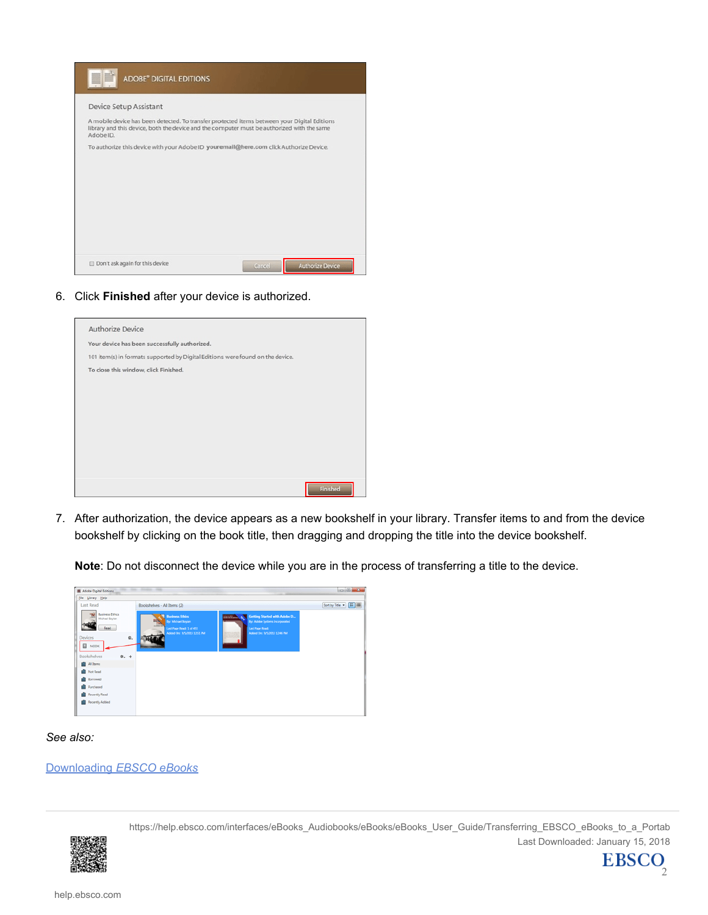6. Click **Finished** after your device is authorized.

7. After authorization, the device appears as a new bookshelf in your library. Transfer items to and from the device bookshelf by clicking on the book title, then dragging and dropping the title into the device bookshelf.

   **Note**: Do not disconnect the device while you are in the process of transferring a title to the device.

*See also:*

[Downloading EBSCO eBooks]